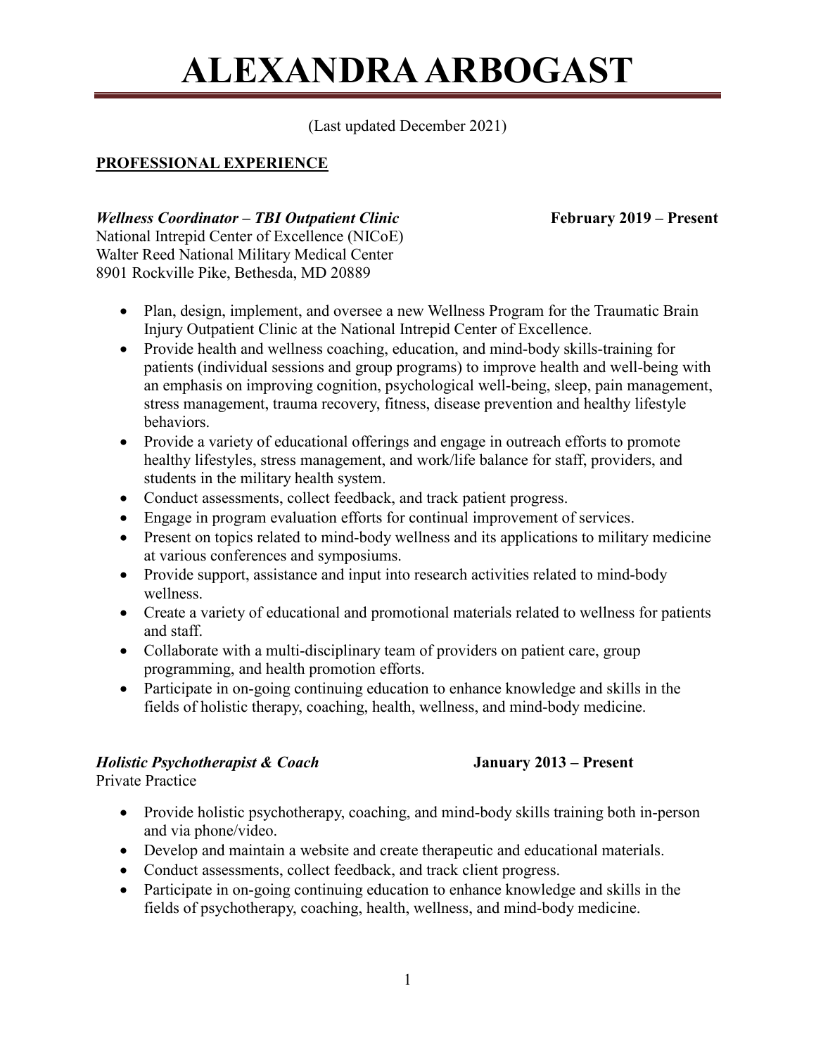# ALEXANDRA ARBOGAST

(Last updated December 2021)

## PROFESSIONAL EXPERIENCE

***Wellness Coordinator – TBI Outpatient Clinic*** **February 2019 – Present**
National Intrepid Center of Excellence (NICoE)
Walter Reed National Military Medical Center
8901 Rockville Pike, Bethesda, MD 20889

- Plan, design, implement, and oversee a new Wellness Program for the Traumatic Brain Injury Outpatient Clinic at the National Intrepid Center of Excellence.
- Provide health and wellness coaching, education, and mind-body skills-training for patients (individual sessions and group programs) to improve health and well-being with an emphasis on improving cognition, psychological well-being, sleep, pain management, stress management, trauma recovery, fitness, disease prevention and healthy lifestyle behaviors.
- Provide a variety of educational offerings and engage in outreach efforts to promote healthy lifestyles, stress management, and work/life balance for staff, providers, and students in the military health system.
- Conduct assessments, collect feedback, and track patient progress.
- Engage in program evaluation efforts for continual improvement of services.
- Present on topics related to mind-body wellness and its applications to military medicine at various conferences and symposiums.
- Provide support, assistance and input into research activities related to mind-body wellness.
- Create a variety of educational and promotional materials related to wellness for patients and staff.
- Collaborate with a multi-disciplinary team of providers on patient care, group programming, and health promotion efforts.
- Participate in on-going continuing education to enhance knowledge and skills in the fields of holistic therapy, coaching, health, wellness, and mind-body medicine.

***Holistic Psychotherapist & Coach*** **January 2013 – Present**
Private Practice

- Provide holistic psychotherapy, coaching, and mind-body skills training both in-person and via phone/video.
- Develop and maintain a website and create therapeutic and educational materials.
- Conduct assessments, collect feedback, and track client progress.
- Participate in on-going continuing education to enhance knowledge and skills in the fields of psychotherapy, coaching, health, wellness, and mind-body medicine.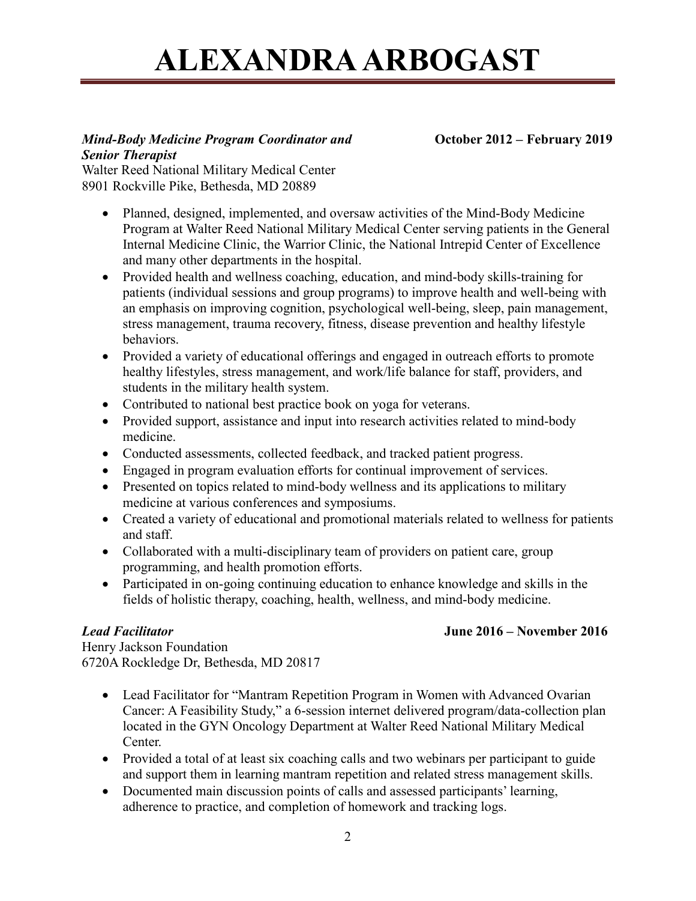# ALEXANDRA ARBOGAST

***Mind-Body Medicine Program Coordinator and Senior Therapist*** **October 2012 – February 2019**
Walter Reed National Military Medical Center
8901 Rockville Pike, Bethesda, MD 20889

- Planned, designed, implemented, and oversaw activities of the Mind-Body Medicine Program at Walter Reed National Military Medical Center serving patients in the General Internal Medicine Clinic, the Warrior Clinic, the National Intrepid Center of Excellence and many other departments in the hospital.
- Provided health and wellness coaching, education, and mind-body skills-training for patients (individual sessions and group programs) to improve health and well-being with an emphasis on improving cognition, psychological well-being, sleep, pain management, stress management, trauma recovery, fitness, disease prevention and healthy lifestyle behaviors.
- Provided a variety of educational offerings and engaged in outreach efforts to promote healthy lifestyles, stress management, and work/life balance for staff, providers, and students in the military health system.
- Contributed to national best practice book on yoga for veterans.
- Provided support, assistance and input into research activities related to mind-body medicine.
- Conducted assessments, collected feedback, and tracked patient progress.
- Engaged in program evaluation efforts for continual improvement of services.
- Presented on topics related to mind-body wellness and its applications to military medicine at various conferences and symposiums.
- Created a variety of educational and promotional materials related to wellness for patients and staff.
- Collaborated with a multi-disciplinary team of providers on patient care, group programming, and health promotion efforts.
- Participated in on-going continuing education to enhance knowledge and skills in the fields of holistic therapy, coaching, health, wellness, and mind-body medicine.

***Lead Facilitator*** **June 2016 – November 2016**
Henry Jackson Foundation
6720A Rockledge Dr, Bethesda, MD 20817

- Lead Facilitator for "Mantram Repetition Program in Women with Advanced Ovarian Cancer: A Feasibility Study," a 6-session internet delivered program/data-collection plan located in the GYN Oncology Department at Walter Reed National Military Medical Center.
- Provided a total of at least six coaching calls and two webinars per participant to guide and support them in learning mantram repetition and related stress management skills.
- Documented main discussion points of calls and assessed participants' learning, adherence to practice, and completion of homework and tracking logs.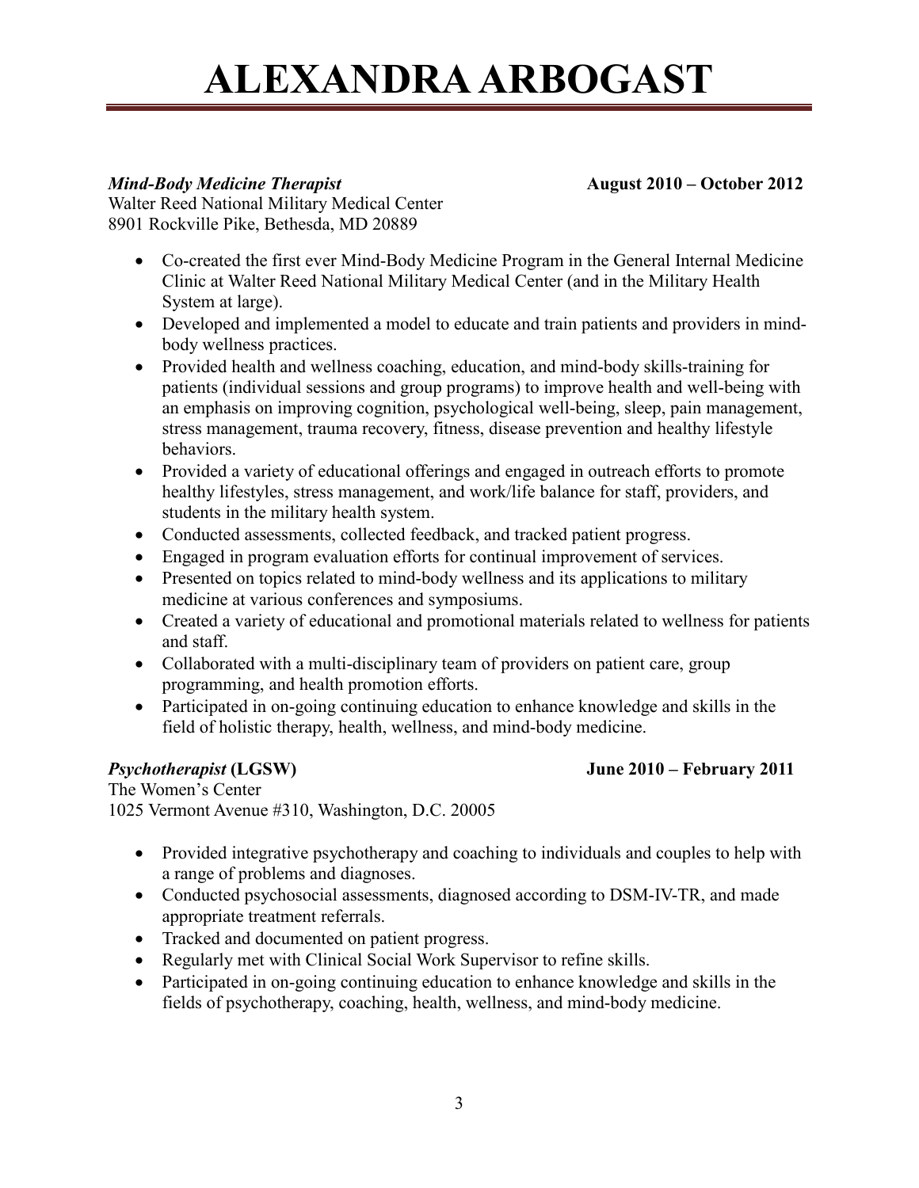***Mind-Body Medicine Therapist*** **August 2010 – October 2012**

Walter Reed National Military Medical Center
8901 Rockville Pike, Bethesda, MD 20889

- Co-created the first ever Mind-Body Medicine Program in the General Internal Medicine Clinic at Walter Reed National Military Medical Center (and in the Military Health System at large).
- Developed and implemented a model to educate and train patients and providers in mind-body wellness practices.
- Provided health and wellness coaching, education, and mind-body skills-training for patients (individual sessions and group programs) to improve health and well-being with an emphasis on improving cognition, psychological well-being, sleep, pain management, stress management, trauma recovery, fitness, disease prevention and healthy lifestyle behaviors.
- Provided a variety of educational offerings and engaged in outreach efforts to promote healthy lifestyles, stress management, and work/life balance for staff, providers, and students in the military health system.
- Conducted assessments, collected feedback, and tracked patient progress.
- Engaged in program evaluation efforts for continual improvement of services.
- Presented on topics related to mind-body wellness and its applications to military medicine at various conferences and symposiums.
- Created a variety of educational and promotional materials related to wellness for patients and staff.
- Collaborated with a multi-disciplinary team of providers on patient care, group programming, and health promotion efforts.
- Participated in on-going continuing education to enhance knowledge and skills in the field of holistic therapy, health, wellness, and mind-body medicine.

***Psychotherapist* (LGSW)** **June 2010 – February 2011**

The Women's Center
1025 Vermont Avenue #310, Washington, D.C. 20005

- Provided integrative psychotherapy and coaching to individuals and couples to help with a range of problems and diagnoses.
- Conducted psychosocial assessments, diagnosed according to DSM-IV-TR, and made appropriate treatment referrals.
- Tracked and documented on patient progress.
- Regularly met with Clinical Social Work Supervisor to refine skills.
- Participated in on-going continuing education to enhance knowledge and skills in the fields of psychotherapy, coaching, health, wellness, and mind-body medicine.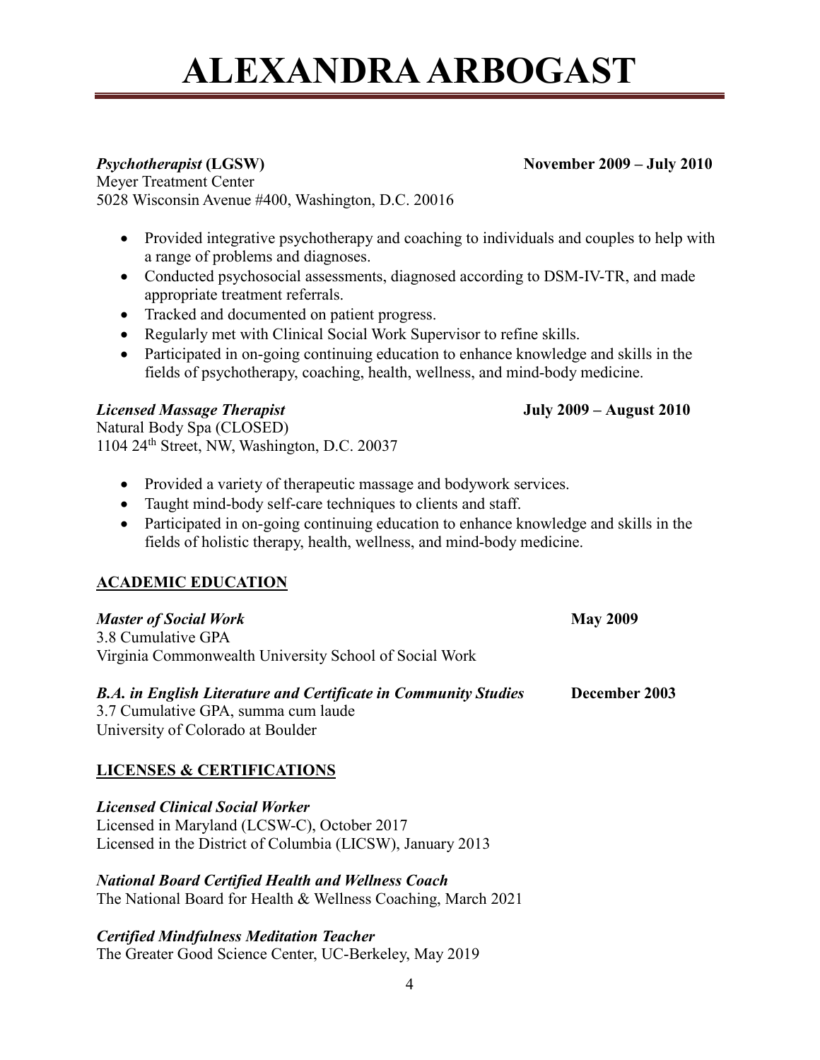# ALEXANDRA ARBOGAST

***Psychotherapist* (LGSW)** **November 2009 – July 2010**
Meyer Treatment Center
5028 Wisconsin Avenue #400, Washington, D.C. 20016

- Provided integrative psychotherapy and coaching to individuals and couples to help with a range of problems and diagnoses.
- Conducted psychosocial assessments, diagnosed according to DSM-IV-TR, and made appropriate treatment referrals.
- Tracked and documented on patient progress.
- Regularly met with Clinical Social Work Supervisor to refine skills.
- Participated in on-going continuing education to enhance knowledge and skills in the fields of psychotherapy, coaching, health, wellness, and mind-body medicine.

***Licensed Massage Therapist*** **July 2009 – August 2010**
Natural Body Spa (CLOSED)
1104 24th Street, NW, Washington, D.C. 20037

- Provided a variety of therapeutic massage and bodywork services.
- Taught mind-body self-care techniques to clients and staff.
- Participated in on-going continuing education to enhance knowledge and skills in the fields of holistic therapy, health, wellness, and mind-body medicine.

## ACADEMIC EDUCATION

***Master of Social Work*** **May 2009**
3.8 Cumulative GPA
Virginia Commonwealth University School of Social Work

***B.A. in English Literature and Certificate in Community Studies*** **December 2003**
3.7 Cumulative GPA, summa cum laude
University of Colorado at Boulder

## LICENSES & CERTIFICATIONS

***Licensed Clinical Social Worker***
Licensed in Maryland (LCSW-C), October 2017
Licensed in the District of Columbia (LICSW), January 2013

***National Board Certified Health and Wellness Coach***
The National Board for Health & Wellness Coaching, March 2021

***Certified Mindfulness Meditation Teacher***
The Greater Good Science Center, UC-Berkeley, May 2019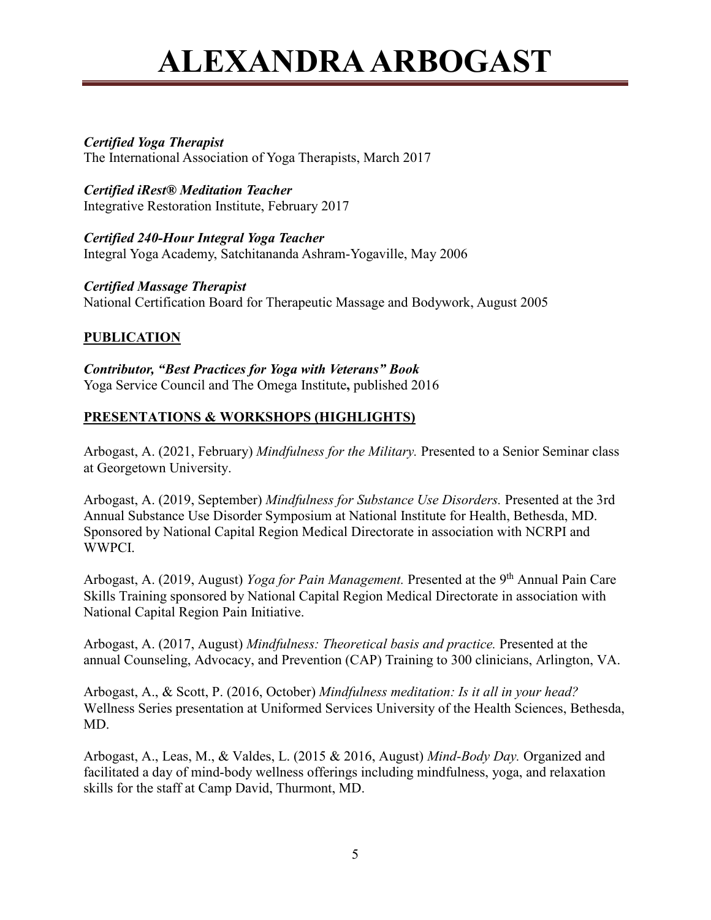*Certified Yoga Therapist*
The International Association of Yoga Therapists, March 2017

*Certified iRest® Meditation Teacher*
Integrative Restoration Institute, February 2017

*Certified 240-Hour Integral Yoga Teacher*
Integral Yoga Academy, Satchitananda Ashram-Yogaville, May 2006

*Certified Massage Therapist*
National Certification Board for Therapeutic Massage and Bodywork, August 2005

## PUBLICATION

*Contributor, "Best Practices for Yoga with Veterans" Book*
Yoga Service Council and The Omega Institute**,** published 2016

## PRESENTATIONS & WORKSHOPS (HIGHLIGHTS)

Arbogast, A. (2021, February) *Mindfulness for the Military.* Presented to a Senior Seminar class at Georgetown University.

Arbogast, A. (2019, September) *Mindfulness for Substance Use Disorders.* Presented at the 3rd Annual Substance Use Disorder Symposium at National Institute for Health, Bethesda, MD. Sponsored by National Capital Region Medical Directorate in association with NCRPI and WWPCI.

Arbogast, A. (2019, August) *Yoga for Pain Management.* Presented at the 9th Annual Pain Care Skills Training sponsored by National Capital Region Medical Directorate in association with National Capital Region Pain Initiative.

Arbogast, A. (2017, August) *Mindfulness: Theoretical basis and practice.* Presented at the annual Counseling, Advocacy, and Prevention (CAP) Training to 300 clinicians, Arlington, VA.

Arbogast, A., & Scott, P. (2016, October) *Mindfulness meditation: Is it all in your head?* Wellness Series presentation at Uniformed Services University of the Health Sciences, Bethesda, MD.

Arbogast, A., Leas, M., & Valdes, L. (2015 & 2016, August) *Mind-Body Day.* Organized and facilitated a day of mind-body wellness offerings including mindfulness, yoga, and relaxation skills for the staff at Camp David, Thurmont, MD.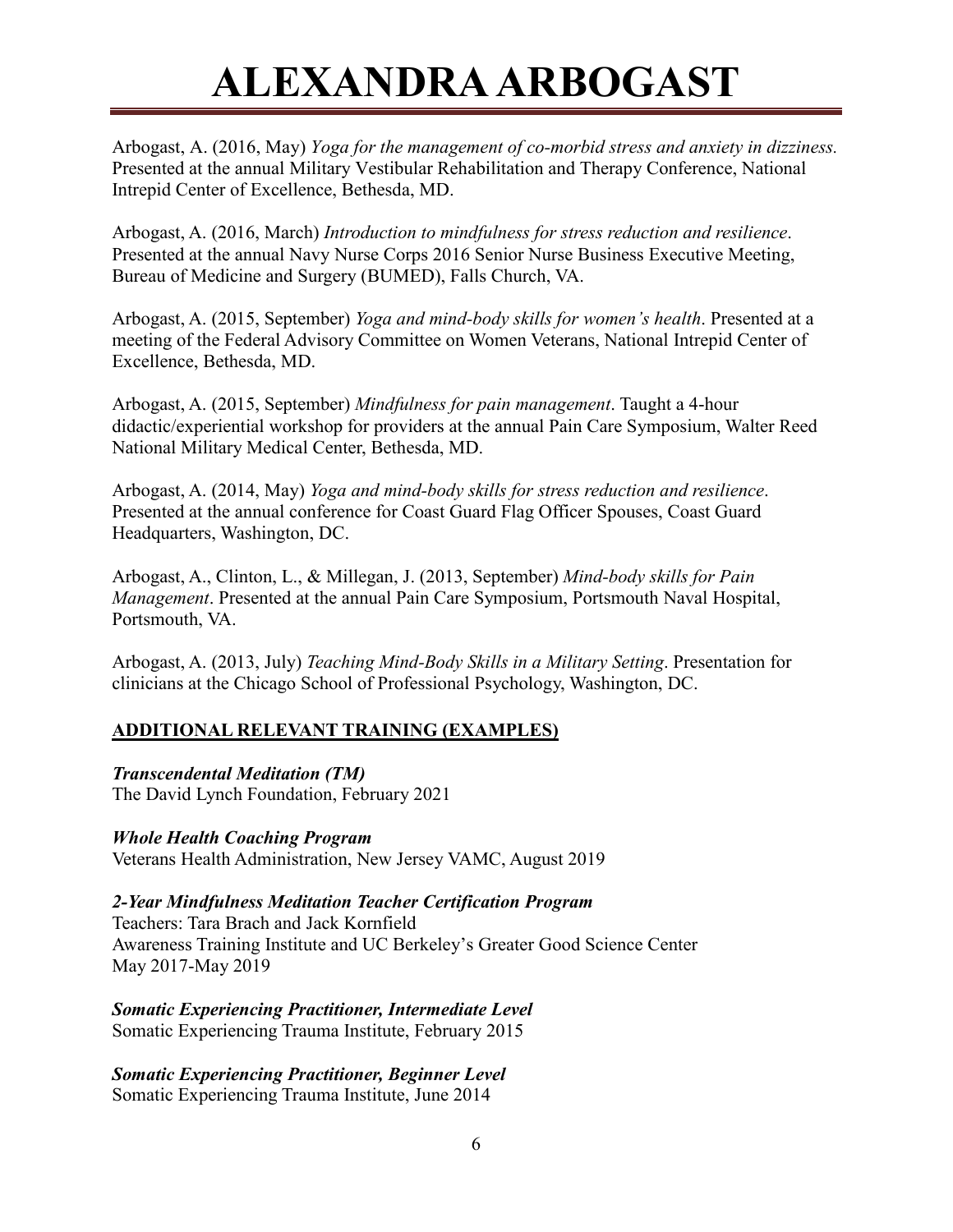Arbogast, A. (2016, May) *Yoga for the management of co-morbid stress and anxiety in dizziness.* Presented at the annual Military Vestibular Rehabilitation and Therapy Conference, National Intrepid Center of Excellence, Bethesda, MD.

Arbogast, A. (2016, March) *Introduction to mindfulness for stress reduction and resilience*. Presented at the annual Navy Nurse Corps 2016 Senior Nurse Business Executive Meeting, Bureau of Medicine and Surgery (BUMED), Falls Church, VA.

Arbogast, A. (2015, September) *Yoga and mind-body skills for women's health*. Presented at a meeting of the Federal Advisory Committee on Women Veterans, National Intrepid Center of Excellence, Bethesda, MD.

Arbogast, A. (2015, September) *Mindfulness for pain management*. Taught a 4-hour didactic/experiential workshop for providers at the annual Pain Care Symposium, Walter Reed National Military Medical Center, Bethesda, MD.

Arbogast, A. (2014, May) *Yoga and mind-body skills for stress reduction and resilience*. Presented at the annual conference for Coast Guard Flag Officer Spouses, Coast Guard Headquarters, Washington, DC.

Arbogast, A., Clinton, L., & Millegan, J. (2013, September) *Mind-body skills for Pain Management*. Presented at the annual Pain Care Symposium, Portsmouth Naval Hospital, Portsmouth, VA.

Arbogast, A. (2013, July) *Teaching Mind-Body Skills in a Military Setting*. Presentation for clinicians at the Chicago School of Professional Psychology, Washington, DC.

## ADDITIONAL RELEVANT TRAINING (EXAMPLES)

***Transcendental Meditation (TM)***
The David Lynch Foundation, February 2021

***Whole Health Coaching Program***
Veterans Health Administration, New Jersey VAMC, August 2019

***2-Year Mindfulness Meditation Teacher Certification Program***
Teachers: Tara Brach and Jack Kornfield
Awareness Training Institute and UC Berkeley's Greater Good Science Center
May 2017-May 2019

***Somatic Experiencing Practitioner, Intermediate Level***
Somatic Experiencing Trauma Institute, February 2015

***Somatic Experiencing Practitioner, Beginner Level***
Somatic Experiencing Trauma Institute, June 2014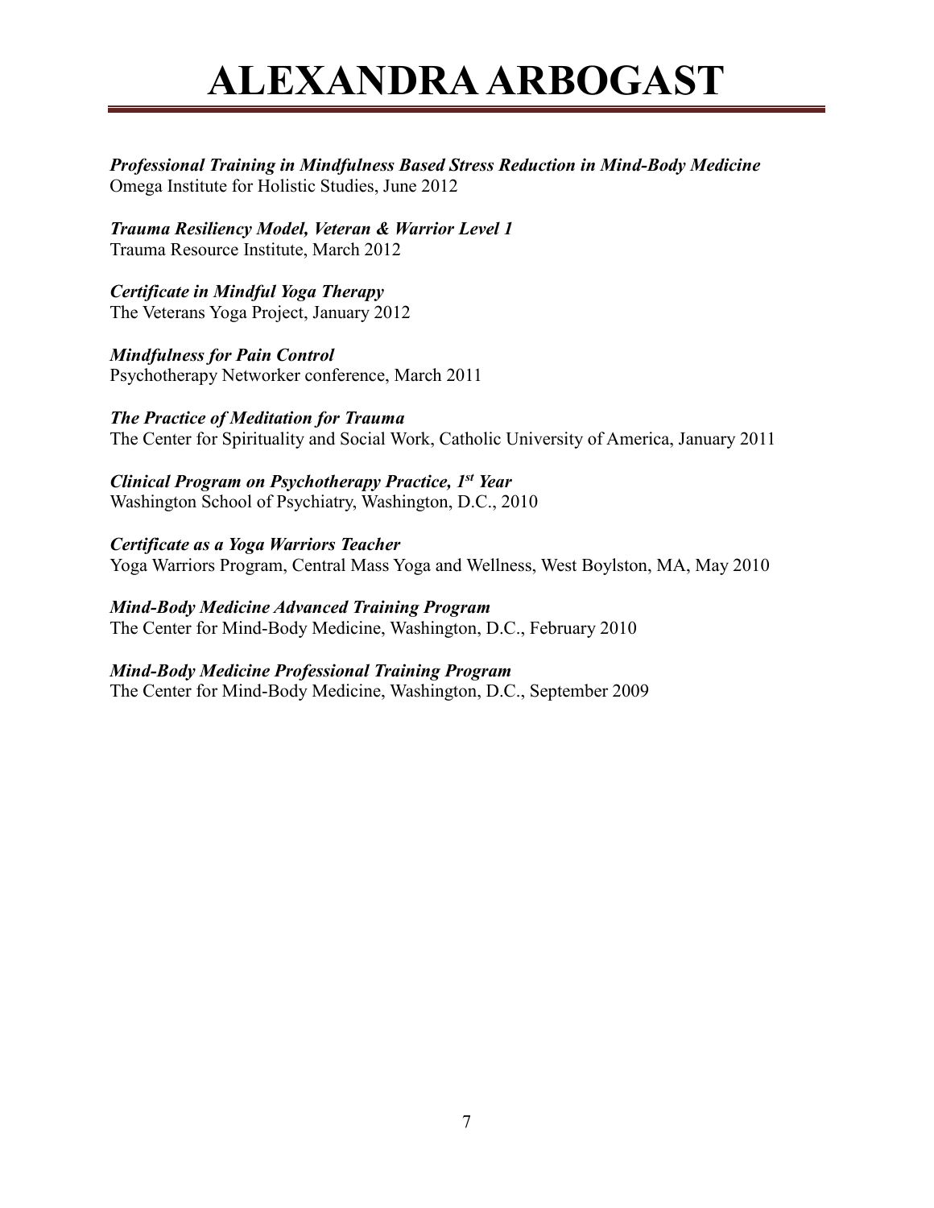***Professional Training in Mindfulness Based Stress Reduction in Mind-Body Medicine***
Omega Institute for Holistic Studies, June 2012

***Trauma Resiliency Model, Veteran & Warrior Level 1***
Trauma Resource Institute, March 2012

***Certificate in Mindful Yoga Therapy***
The Veterans Yoga Project, January 2012

***Mindfulness for Pain Control***
Psychotherapy Networker conference, March 2011

***The Practice of Meditation for Trauma***
The Center for Spirituality and Social Work, Catholic University of America, January 2011

***Clinical Program on Psychotherapy Practice, 1st Year***
Washington School of Psychiatry, Washington, D.C., 2010

***Certificate as a Yoga Warriors Teacher***
Yoga Warriors Program, Central Mass Yoga and Wellness, West Boylston, MA, May 2010

***Mind-Body Medicine Advanced Training Program***
The Center for Mind-Body Medicine, Washington, D.C., February 2010

***Mind-Body Medicine Professional Training Program***
The Center for Mind-Body Medicine, Washington, D.C., September 2009